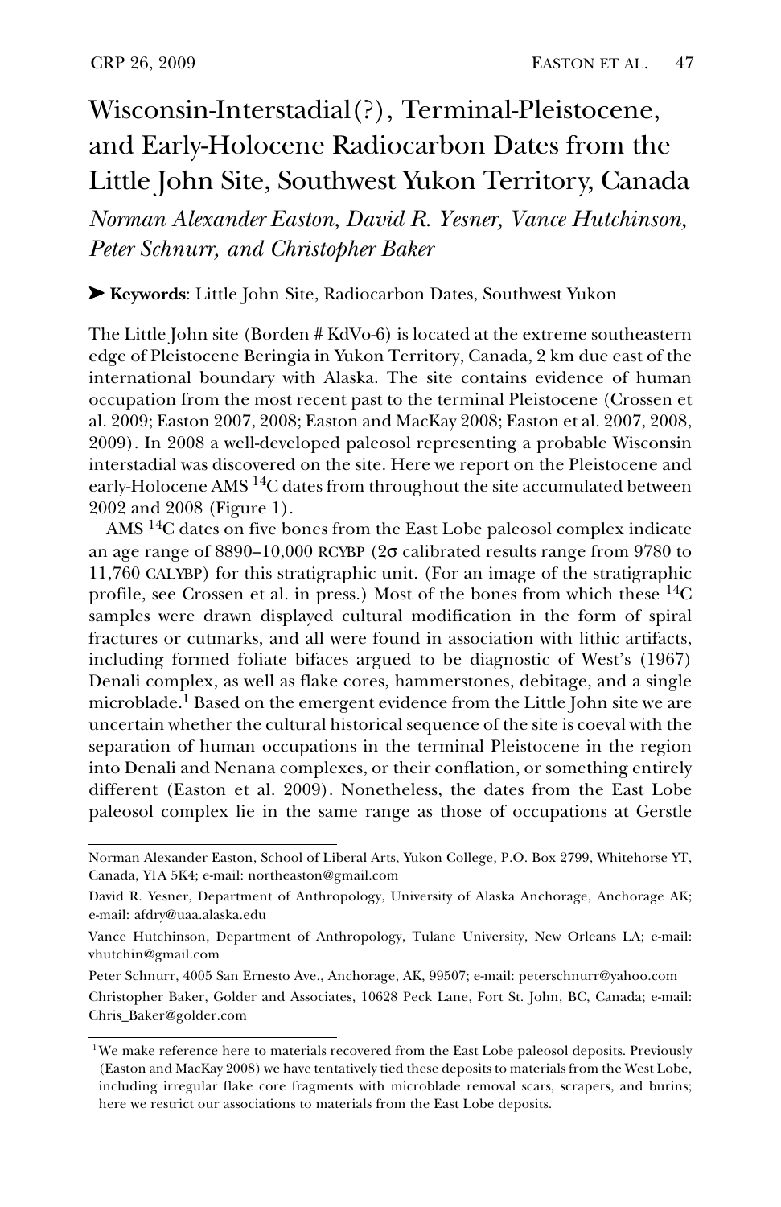# Wisconsin-Interstadial(?), Terminal-Pleistocene, and Early-Holocene Radiocarbon Dates from the Little John Site, Southwest Yukon Territory, Canada

*Norman Alexander Easton, David R. Yesner, Vance Hutchinson, Peter Schnurr, and Christopher Baker*

➤ **Keywords**: Little John Site, Radiocarbon Dates, Southwest Yukon

The Little John site (Borden # KdVo-6) is located at the extreme southeastern edge of Pleistocene Beringia in Yukon Territory, Canada, 2 km due east of the international boundary with Alaska. The site contains evidence of human occupation from the most recent past to the terminal Pleistocene (Crossen et al. 2009; Easton 2007, 2008; Easton and MacKay 2008; Easton et al. 2007, 2008, 2009). In 2008 a well-developed paleosol representing a probable Wisconsin interstadial was discovered on the site. Here we report on the Pleistocene and early-Holocene AMS $^{14}C$ dates from throughout the site accumulated between 2002 and 2008 (Figure 1).

AMS $^{14}C$ dates on five bones from the East Lobe paleosol complex indicate an age range of 8890–10,000 RCYBP (2σ calibrated results range from 9780 to 11,760 CALYBP) for this stratigraphic unit. (For an image of the stratigraphic profile, see Crossen et al. in press.) Most of the bones from which these $^{14}C$ samples were drawn displayed cultural modification in the form of spiral fractures or cutmarks, and all were found in association with lithic artifacts, including formed foliate bifaces argued to be diagnostic of West's (1967) Denali complex, as well as flake cores, hammerstones, debitage, and a single microblade.[1] Based on the emergent evidence from the Little John site we are uncertain whether the cultural historical sequence of the site is coeval with the separation of human occupations in the terminal Pleistocene in the region into Denali and Nenana complexes, or their conflation, or something entirely different (Easton et al. 2009). Nonetheless, the dates from the East Lobe paleosol complex lie in the same range as those of occupations at Gerstle

---

Norman Alexander Easton, School of Liberal Arts, Yukon College, P.O. Box 2799, Whitehorse YT, Canada, Y1A 5K4; e-mail: northeaston@gmail.com

David R. Yesner, Department of Anthropology, University of Alaska Anchorage, Anchorage AK; e-mail: afdry@uaa.alaska.edu

Vance Hutchinson, Department of Anthropology, Tulane University, New Orleans LA; e-mail: vhutchin@gmail.com

Peter Schnurr, 4005 San Ernesto Ave., Anchorage, AK, 99507; e-mail: peterschnurr@yahoo.com

Christopher Baker, Golder and Associates, 10628 Peck Lane, Fort St. John, BC, Canada; e-mail: Chris_Baker@golder.com

---

[1] We make reference here to materials recovered from the East Lobe paleosol deposits. Previously (Easton and MacKay 2008) we have tentatively tied these deposits to materials from the West Lobe, including irregular flake core fragments with microblade removal scars, scrapers, and burins; here we restrict our associations to materials from the East Lobe deposits.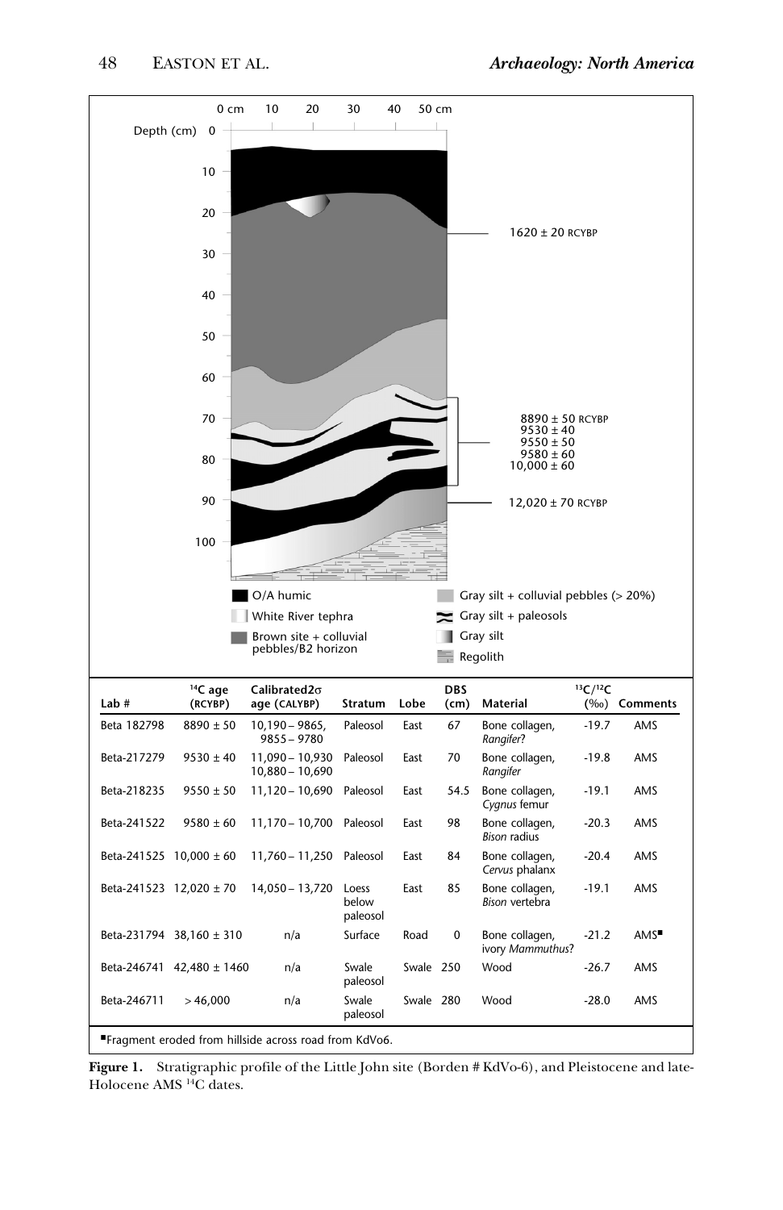| Lab # | $^{14}C$ age (RCYBP) | Calibrated2σ age (CALYBP) | Stratum | Lobe | DBS (cm) | Material | $^{13}C/^{12}C$ (‰) | Comments |
| --- | --- | --- | --- | --- | --- | --- | --- | --- |
| Beta 182798 | 8890 ± 50 | 10,190 – 9865, 9855 – 9780 | Paleosol | East | 67 | Bone collagen, *Rangifer*? | -19.7 | AMS |
| Beta-217279 | 9530 ± 40 | 11,090 – 10,930 10,880 – 10,690 | Paleosol | East | 70 | Bone collagen, *Rangifer* | -19.8 | AMS |
| Beta-218235 | 9550 ± 50 | 11,120 – 10,690 | Paleosol | East | 54.5 | Bone collagen, *Cygnus* femur | -19.1 | AMS |
| Beta-241522 | 9580 ± 60 | 11,170 – 10,700 | Paleosol | East | 98 | Bone collagen, *Bison* radius | -20.3 | AMS |
| Beta-241525 | 10,000 ± 60 | 11,760 – 11,250 | Paleosol | East | 84 | Bone collagen, *Cervus* phalanx | -20.4 | AMS |
| Beta-241523 | 12,020 ± 70 | 14,050 – 13,720 | Loess below paleosol | East | 85 | Bone collagen, *Bison* vertebra | -19.1 | AMS |
| Beta-231794 | 38,160 ± 310 | n/a | Surface | Road | 0 | Bone collagen, ivory *Mammuthus*? | -21.2 | AMS■ |
| Beta-246741 | 42,480 ± 1460 | n/a | Swale paleosol | Swale | 250 | Wood | -26.7 | AMS |
| Beta-246711 | > 46,000 | n/a | Swale paleosol | Swale | 280 | Wood | -28.0 | AMS |

■Fragment eroded from hillside across road from KdVo6.

**Figure 1.** Stratigraphic profile of the Little John site (Borden # KdVo-6), and Pleistocene and late-Holocene AMS $^{14}C$ dates.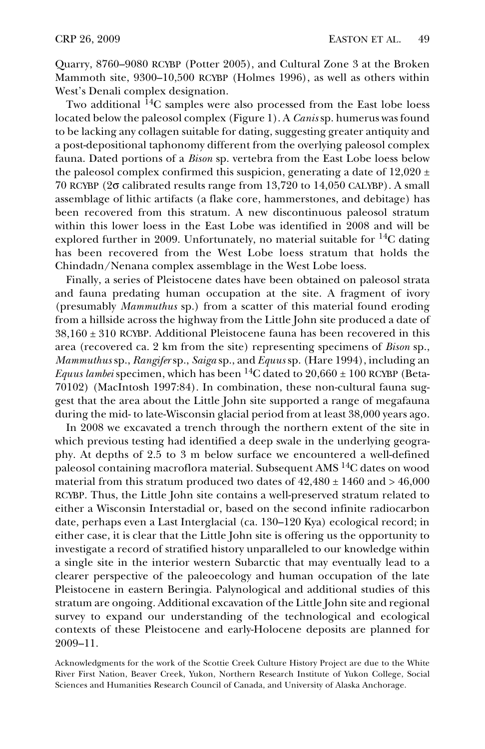Quarry, 8760–9080 RCYBP (Potter 2005), and Cultural Zone 3 at the Broken Mammoth site, 9300–10,500 RCYBP (Holmes 1996), as well as others within West's Denali complex designation.

Two additional $^{14}C$ samples were also processed from the East lobe loess located below the paleosol complex (Figure 1). A *Canis* sp. humerus was found to be lacking any collagen suitable for dating, suggesting greater antiquity and a post-depositional taphonomy different from the overlying paleosol complex fauna. Dated portions of a *Bison* sp. vertebra from the East Lobe loess below the paleosol complex confirmed this suspicion, generating a date of 12,020 ± 70 RCYBP (2σ calibrated results range from 13,720 to 14,050 CALYBP). A small assemblage of lithic artifacts (a flake core, hammerstones, and debitage) has been recovered from this stratum. A new discontinuous paleosol stratum within this lower loess in the East Lobe was identified in 2008 and will be explored further in 2009. Unfortunately, no material suitable for $^{14}C$ dating has been recovered from the West Lobe loess stratum that holds the Chindadn/Nenana complex assemblage in the West Lobe loess.

Finally, a series of Pleistocene dates have been obtained on paleosol strata and fauna predating human occupation at the site. A fragment of ivory (presumably *Mammuthus* sp.) from a scatter of this material found eroding from a hillside across the highway from the Little John site produced a date of 38,160 ± 310 RCYBP. Additional Pleistocene fauna has been recovered in this area (recovered ca. 2 km from the site) representing specimens of *Bison* sp., *Mammuthus* sp., *Rangifer* sp., *Saiga* sp., and *Equus* sp. (Hare 1994), including an *Equus lambei* specimen, which has been $^{14}C$ dated to 20,660 ± 100 RCYBP (Beta-70102) (MacIntosh 1997:84). In combination, these non-cultural fauna suggest that the area about the Little John site supported a range of megafauna during the mid- to late-Wisconsin glacial period from at least 38,000 years ago.

In 2008 we excavated a trench through the northern extent of the site in which previous testing had identified a deep swale in the underlying geography. At depths of 2.5 to 3 m below surface we encountered a well-defined paleosol containing macroflora material. Subsequent AMS $^{14}C$ dates on wood material from this stratum produced two dates of 42,480 ± 1460 and > 46,000 RCYBP. Thus, the Little John site contains a well-preserved stratum related to either a Wisconsin Interstadial or, based on the second infinite radiocarbon date, perhaps even a Last Interglacial (ca. 130–120 Kya) ecological record; in either case, it is clear that the Little John site is offering us the opportunity to investigate a record of stratified history unparalleled to our knowledge within a single site in the interior western Subarctic that may eventually lead to a clearer perspective of the paleoecology and human occupation of the late Pleistocene in eastern Beringia. Palynological and additional studies of this stratum are ongoing. Additional excavation of the Little John site and regional survey to expand our understanding of the technological and ecological contexts of these Pleistocene and early-Holocene deposits are planned for 2009–11.

Acknowledgments for the work of the Scottie Creek Culture History Project are due to the White River First Nation, Beaver Creek, Yukon, Northern Research Institute of Yukon College, Social Sciences and Humanities Research Council of Canada, and University of Alaska Anchorage.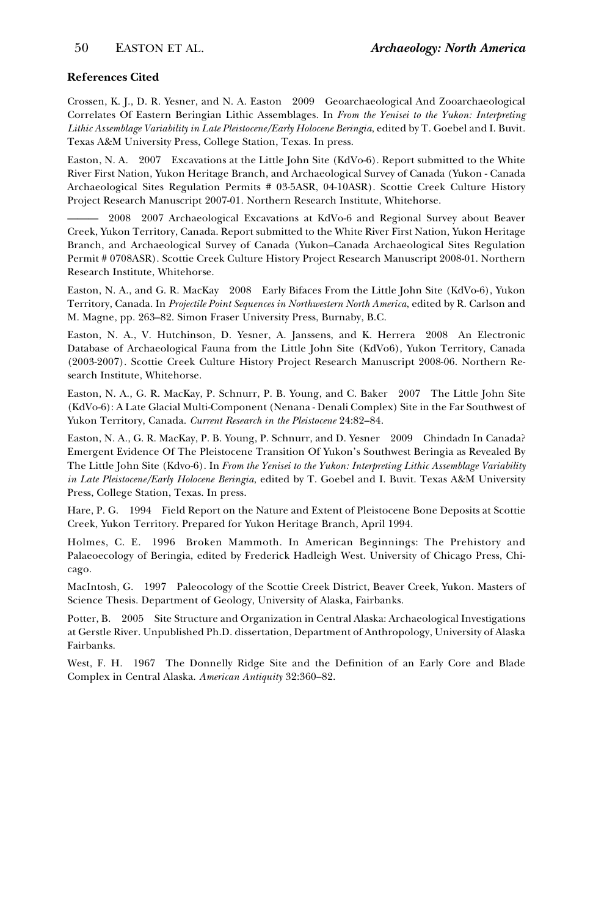**References Cited**

Crossen, K. J., D. R. Yesner, and N. A. Easton 2009 Geoarchaeological And Zooarchaeological Correlates Of Eastern Beringian Lithic Assemblages. In *From the Yenisei to the Yukon: Interpreting Lithic Assemblage Variability in Late Pleistocene/Early Holocene Beringia*, edited by T. Goebel and I. Buvit. Texas A&M University Press, College Station, Texas. In press.

Easton, N. A. 2007 Excavations at the Little John Site (KdVo-6). Report submitted to the White River First Nation, Yukon Heritage Branch, and Archaeological Survey of Canada (Yukon - Canada Archaeological Sites Regulation Permits # 03-5ASR, 04-10ASR). Scottie Creek Culture History Project Research Manuscript 2007-01. Northern Research Institute, Whitehorse.

——— 2008 2007 Archaeological Excavations at KdVo-6 and Regional Survey about Beaver Creek, Yukon Territory, Canada. Report submitted to the White River First Nation, Yukon Heritage Branch, and Archaeological Survey of Canada (Yukon–Canada Archaeological Sites Regulation Permit # 0708ASR). Scottie Creek Culture History Project Research Manuscript 2008-01. Northern Research Institute, Whitehorse.

Easton, N. A., and G. R. MacKay 2008 Early Bifaces From the Little John Site (KdVo-6), Yukon Territory, Canada. In *Projectile Point Sequences in Northwestern North America*, edited by R. Carlson and M. Magne, pp. 263–82. Simon Fraser University Press, Burnaby, B.C.

Easton, N. A., V. Hutchinson, D. Yesner, A. Janssens, and K. Herrera 2008 An Electronic Database of Archaeological Fauna from the Little John Site (KdVo6), Yukon Territory, Canada (2003-2007). Scottie Creek Culture History Project Research Manuscript 2008-06. Northern Research Institute, Whitehorse.

Easton, N. A., G. R. MacKay, P. Schnurr, P. B. Young, and C. Baker 2007 The Little John Site (KdVo-6): A Late Glacial Multi-Component (Nenana - Denali Complex) Site in the Far Southwest of Yukon Territory, Canada. *Current Research in the Pleistocene* 24:82–84.

Easton, N. A., G. R. MacKay, P. B. Young, P. Schnurr, and D. Yesner 2009 Chindadn In Canada? Emergent Evidence Of The Pleistocene Transition Of Yukon's Southwest Beringia as Revealed By The Little John Site (Kdvo-6). In *From the Yenisei to the Yukon: Interpreting Lithic Assemblage Variability in Late Pleistocene/Early Holocene Beringia*, edited by T. Goebel and I. Buvit. Texas A&M University Press, College Station, Texas. In press.

Hare, P. G. 1994 Field Report on the Nature and Extent of Pleistocene Bone Deposits at Scottie Creek, Yukon Territory. Prepared for Yukon Heritage Branch, April 1994.

Holmes, C. E. 1996 Broken Mammoth. In American Beginnings: The Prehistory and Palaeoecology of Beringia, edited by Frederick Hadleigh West. University of Chicago Press, Chicago.

MacIntosh, G. 1997 Paleocology of the Scottie Creek District, Beaver Creek, Yukon. Masters of Science Thesis. Department of Geology, University of Alaska, Fairbanks.

Potter, B. 2005 Site Structure and Organization in Central Alaska: Archaeological Investigations at Gerstle River. Unpublished Ph.D. dissertation, Department of Anthropology, University of Alaska Fairbanks.

West, F. H. 1967 The Donnelly Ridge Site and the Definition of an Early Core and Blade Complex in Central Alaska. *American Antiquity* 32:360–82.